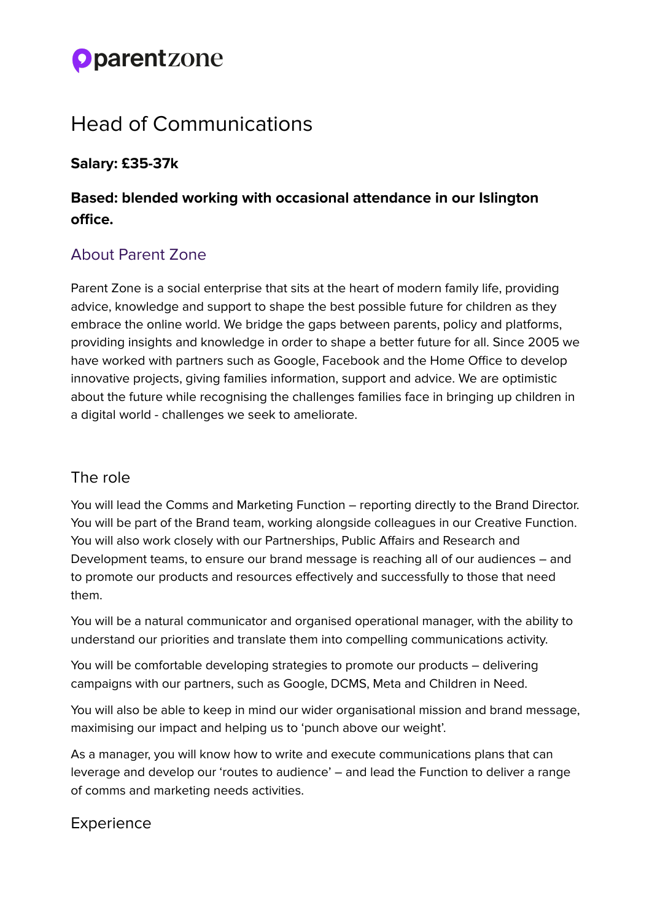parentzone

# Head of Communications

**Salary: £35-37k**

**Based: blended working with occasional attendance in our Islington office.**

## About Parent Zone

Parent Zone is a social enterprise that sits at the heart of modern family life, providing advice, knowledge and support to shape the best possible future for children as they embrace the online world. We bridge the gaps between parents, policy and platforms, providing insights and knowledge in order to shape a better future for all. Since 2005 we have worked with partners such as Google, Facebook and the Home Office to develop innovative projects, giving families information, support and advice. We are optimistic about the future while recognising the challenges families face in bringing up children in a digital world - challenges we seek to ameliorate.

## The role

You will lead the Comms and Marketing Function – reporting directly to the Brand Director. You will be part of the Brand team, working alongside colleagues in our Creative Function. You will also work closely with our Partnerships, Public Affairs and Research and Development teams, to ensure our brand message is reaching all of our audiences – and to promote our products and resources effectively and successfully to those that need them.

You will be a natural communicator and organised operational manager, with the ability to understand our priorities and translate them into compelling communications activity.

You will be comfortable developing strategies to promote our products – delivering campaigns with our partners, such as Google, DCMS, Meta and Children in Need.

You will also be able to keep in mind our wider organisational mission and brand message, maximising our impact and helping us to 'punch above our weight'.

As a manager, you will know how to write and execute communications plans that can leverage and develop our 'routes to audience' – and lead the Function to deliver a range of comms and marketing needs activities.

## Experience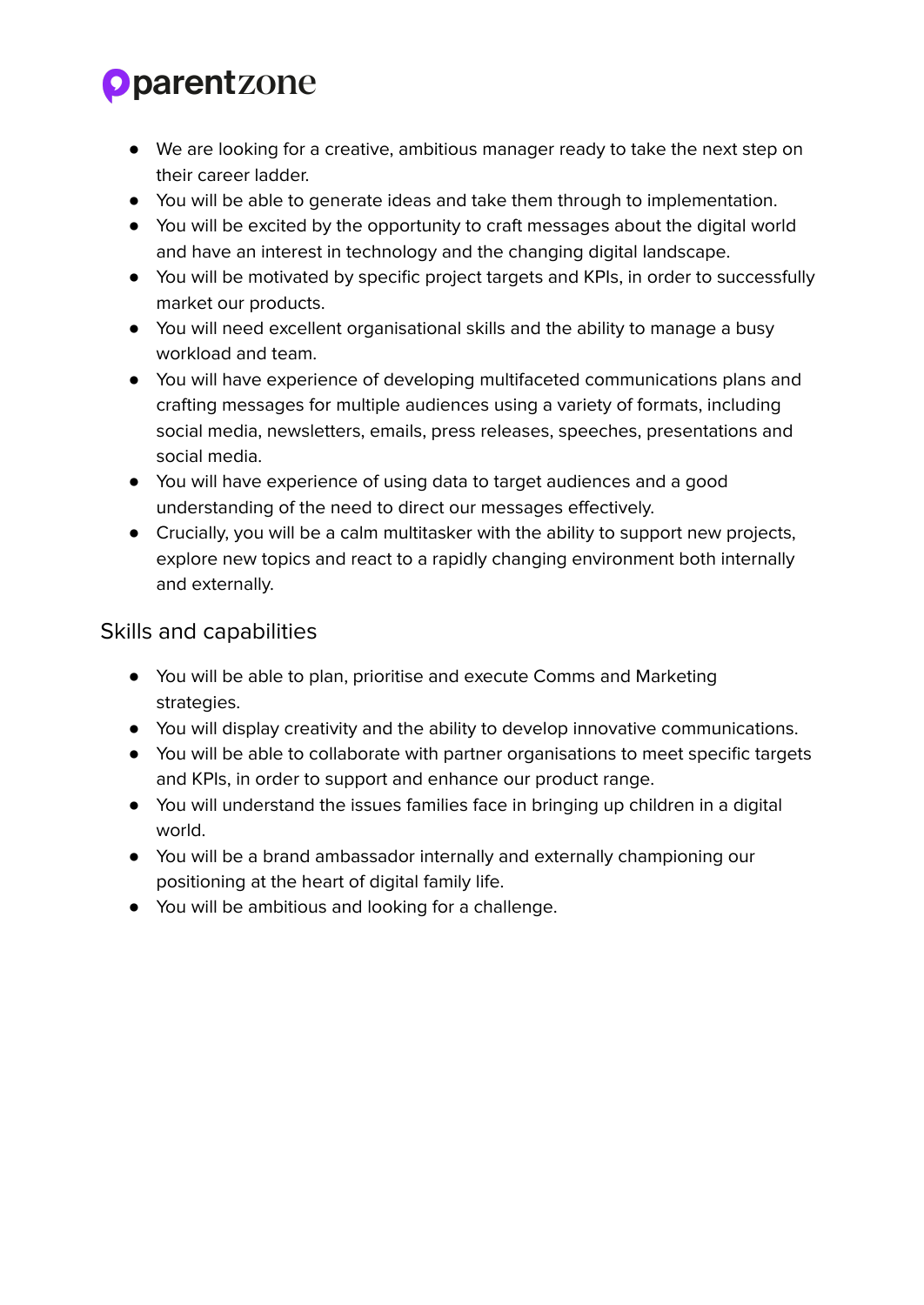- We are looking for a creative, ambitious manager ready to take the next step on their career ladder.
- You will be able to generate ideas and take them through to implementation.
- You will be excited by the opportunity to craft messages about the digital world and have an interest in technology and the changing digital landscape.
- You will be motivated by specific project targets and KPIs, in order to successfully market our products.
- You will need excellent organisational skills and the ability to manage a busy workload and team.
- You will have experience of developing multifaceted communications plans and crafting messages for multiple audiences using a variety of formats, including social media, newsletters, emails, press releases, speeches, presentations and social media.
- You will have experience of using data to target audiences and a good understanding of the need to direct our messages effectively.
- Crucially, you will be a calm multitasker with the ability to support new projects, explore new topics and react to a rapidly changing environment both internally and externally.

## Skills and capabilities

- You will be able to plan, prioritise and execute Comms and Marketing strategies.
- You will display creativity and the ability to develop innovative communications.
- You will be able to collaborate with partner organisations to meet specific targets and KPIs, in order to support and enhance our product range.
- You will understand the issues families face in bringing up children in a digital world.
- You will be a brand ambassador internally and externally championing our positioning at the heart of digital family life.
- You will be ambitious and looking for a challenge.